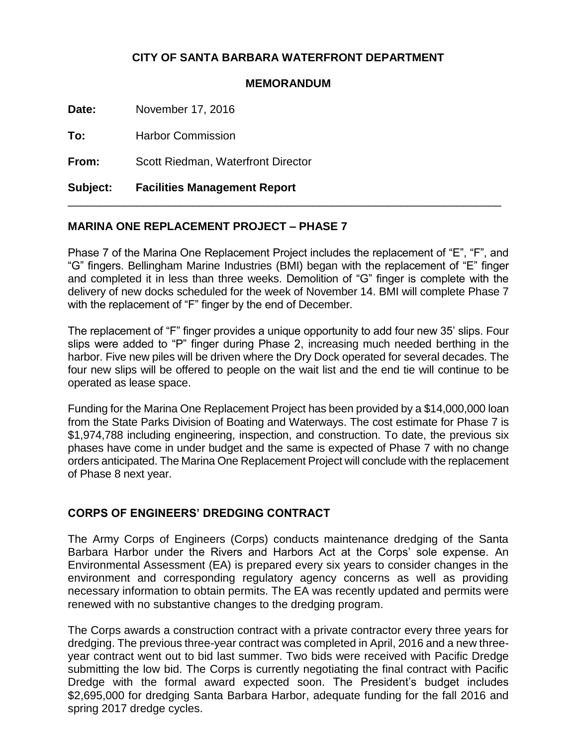**CITY OF SANTA BARBARA WATERFRONT DEPARTMENT**

**MEMORANDUM**

**Date:** November 17, 2016

**To:** Harbor Commission

**From:** Scott Riedman, Waterfront Director

**Subject: Facilities Management Report**

---

## MARINA ONE REPLACEMENT PROJECT – PHASE 7

Phase 7 of the Marina One Replacement Project includes the replacement of "E", "F", and "G" fingers. Bellingham Marine Industries (BMI) began with the replacement of "E" finger and completed it in less than three weeks. Demolition of "G" finger is complete with the delivery of new docks scheduled for the week of November 14. BMI will complete Phase 7 with the replacement of "F" finger by the end of December.

The replacement of "F" finger provides a unique opportunity to add four new 35' slips. Four slips were added to "P" finger during Phase 2, increasing much needed berthing in the harbor. Five new piles will be driven where the Dry Dock operated for several decades. The four new slips will be offered to people on the wait list and the end tie will continue to be operated as lease space.

Funding for the Marina One Replacement Project has been provided by a $14,000,000 loan from the State Parks Division of Boating and Waterways. The cost estimate for Phase 7 is $1,974,788 including engineering, inspection, and construction. To date, the previous six phases have come in under budget and the same is expected of Phase 7 with no change orders anticipated. The Marina One Replacement Project will conclude with the replacement of Phase 8 next year.

## CORPS OF ENGINEERS' DREDGING CONTRACT

The Army Corps of Engineers (Corps) conducts maintenance dredging of the Santa Barbara Harbor under the Rivers and Harbors Act at the Corps' sole expense. An Environmental Assessment (EA) is prepared every six years to consider changes in the environment and corresponding regulatory agency concerns as well as providing necessary information to obtain permits. The EA was recently updated and permits were renewed with no substantive changes to the dredging program.

The Corps awards a construction contract with a private contractor every three years for dredging. The previous three-year contract was completed in April, 2016 and a new three-year contract went out to bid last summer. Two bids were received with Pacific Dredge submitting the low bid. The Corps is currently negotiating the final contract with Pacific Dredge with the formal award expected soon. The President's budget includes $2,695,000 for dredging Santa Barbara Harbor, adequate funding for the fall 2016 and spring 2017 dredge cycles.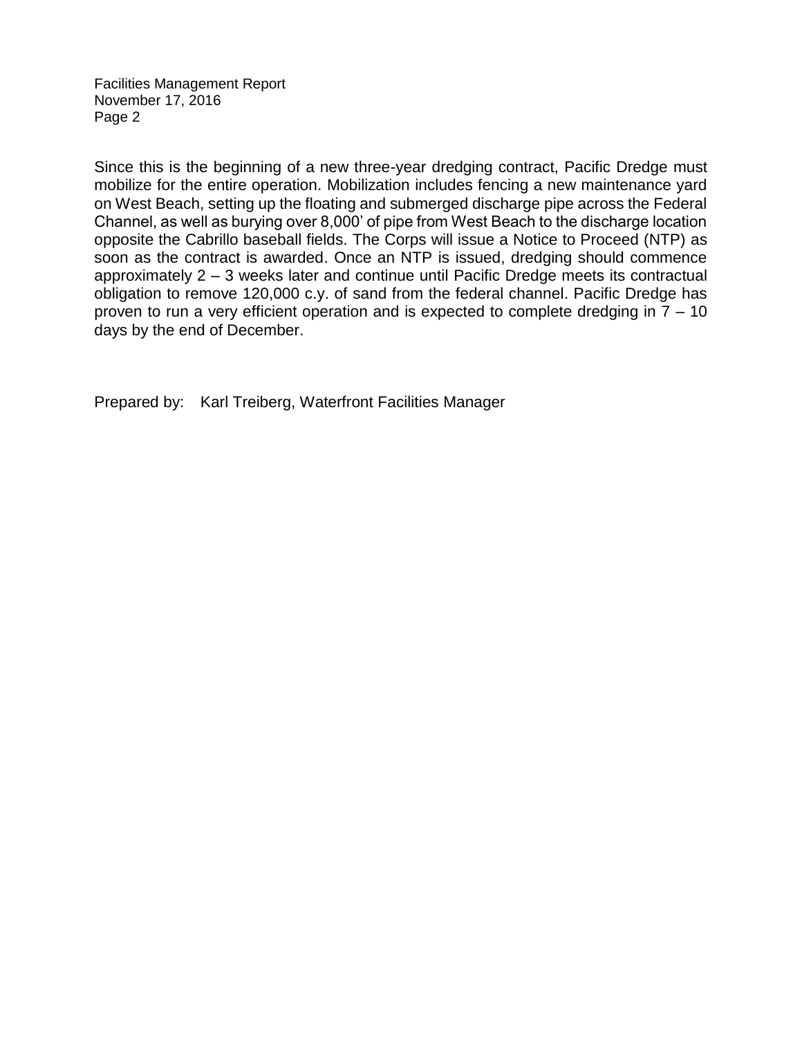Since this is the beginning of a new three-year dredging contract, Pacific Dredge must mobilize for the entire operation. Mobilization includes fencing a new maintenance yard on West Beach, setting up the floating and submerged discharge pipe across the Federal Channel, as well as burying over 8,000' of pipe from West Beach to the discharge location opposite the Cabrillo baseball fields. The Corps will issue a Notice to Proceed (NTP) as soon as the contract is awarded. Once an NTP is issued, dredging should commence approximately 2 – 3 weeks later and continue until Pacific Dredge meets its contractual obligation to remove 120,000 c.y. of sand from the federal channel. Pacific Dredge has proven to run a very efficient operation and is expected to complete dredging in 7 – 10 days by the end of December.

Prepared by: Karl Treiberg, Waterfront Facilities Manager